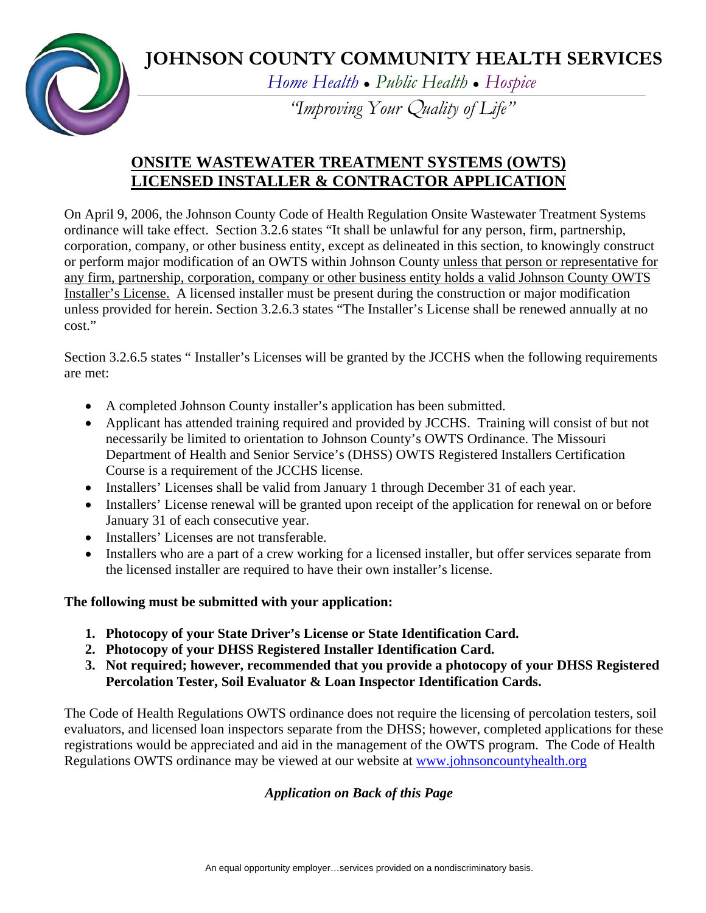# JOHNSON COUNTY COMMUNITY HEALTH SERVICES

*Home Health • Public Health • Hospice*

*"Improving Your Quality of Life"*

## ONSITE WASTEWATER TREATMENT SYSTEMS (OWTS) LICENSED INSTALLER & CONTRACTOR APPLICATION

On April 9, 2006, the Johnson County Code of Health Regulation Onsite Wastewater Treatment Systems ordinance will take effect. Section 3.2.6 states "It shall be unlawful for any person, firm, partnership, corporation, company, or other business entity, except as delineated in this section, to knowingly construct or perform major modification of an OWTS within Johnson County unless that person or representative for any firm, partnership, corporation, company or other business entity holds a valid Johnson County OWTS Installer's License. A licensed installer must be present during the construction or major modification unless provided for herein. Section 3.2.6.3 states "The Installer's License shall be renewed annually at no cost."

Section 3.2.6.5 states " Installer's Licenses will be granted by the JCCHS when the following requirements are met:

- A completed Johnson County installer's application has been submitted.
- Applicant has attended training required and provided by JCCHS. Training will consist of but not necessarily be limited to orientation to Johnson County's OWTS Ordinance. The Missouri Department of Health and Senior Service's (DHSS) OWTS Registered Installers Certification Course is a requirement of the JCCHS license.
- Installers' Licenses shall be valid from January 1 through December 31 of each year.
- Installers' License renewal will be granted upon receipt of the application for renewal on or before January 31 of each consecutive year.
- Installers' Licenses are not transferable.
- Installers who are a part of a crew working for a licensed installer, but offer services separate from the licensed installer are required to have their own installer's license.

**The following must be submitted with your application:**

1. **Photocopy of your State Driver's License or State Identification Card.**
2. **Photocopy of your DHSS Registered Installer Identification Card.**
3. **Not required; however, recommended that you provide a photocopy of your DHSS Registered Percolation Tester, Soil Evaluator & Loan Inspector Identification Cards.**

The Code of Health Regulations OWTS ordinance does not require the licensing of percolation testers, soil evaluators, and licensed loan inspectors separate from the DHSS; however, completed applications for these registrations would be appreciated and aid in the management of the OWTS program. The Code of Health Regulations OWTS ordinance may be viewed at our website at www.johnsoncountyhealth.org

***Application on Back of this Page***

An equal opportunity employer…services provided on a nondiscriminatory basis.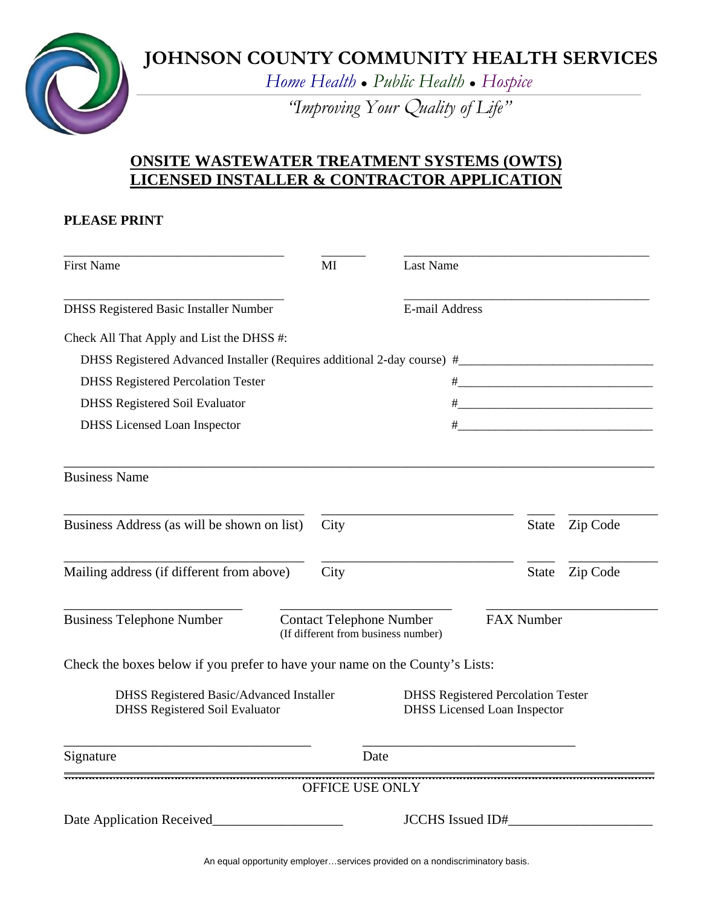# JOHNSON COUNTY COMMUNITY HEALTH SERVICES

*Home Health • Public Health • Hospice*

*"Improving Your Quality of Life"*

## ONSITE WASTEWATER TREATMENT SYSTEMS (OWTS) LICENSED INSTALLER & CONTRACTOR APPLICATION

**PLEASE PRINT**

First Name ____________________ MI ______ Last Name ____________________

DHSS Registered Basic Installer Number ____________________ E-mail Address ____________________

Check All That Apply and List the DHSS #:

- DHSS Registered Advanced Installer (Requires additional 2-day course) #____________________
- DHSS Registered Percolation Tester #____________________
- DHSS Registered Soil Evaluator #____________________
- DHSS Licensed Loan Inspector #____________________

Business Name ____________________

Business Address (as will be shown on list) ____________________ City ____________________ State ____ Zip Code ____________

Mailing address (if different from above) ____________________ City ____________________ State ____ Zip Code ____________

Business Telephone Number ____________________ Contact Telephone Number (If different from business number) ____________________ FAX Number ____________________

Check the boxes below if you prefer to have your name on the County's Lists:

- DHSS Registered Basic/Advanced Installer
- DHSS Registered Soil Evaluator
- DHSS Registered Percolation Tester
- DHSS Licensed Loan Inspector

Signature ____________________ Date ____________________

---

OFFICE USE ONLY

Date Application Received ____________________ JCCHS Issued ID# ____________________

An equal opportunity employer…services provided on a nondiscriminatory basis.